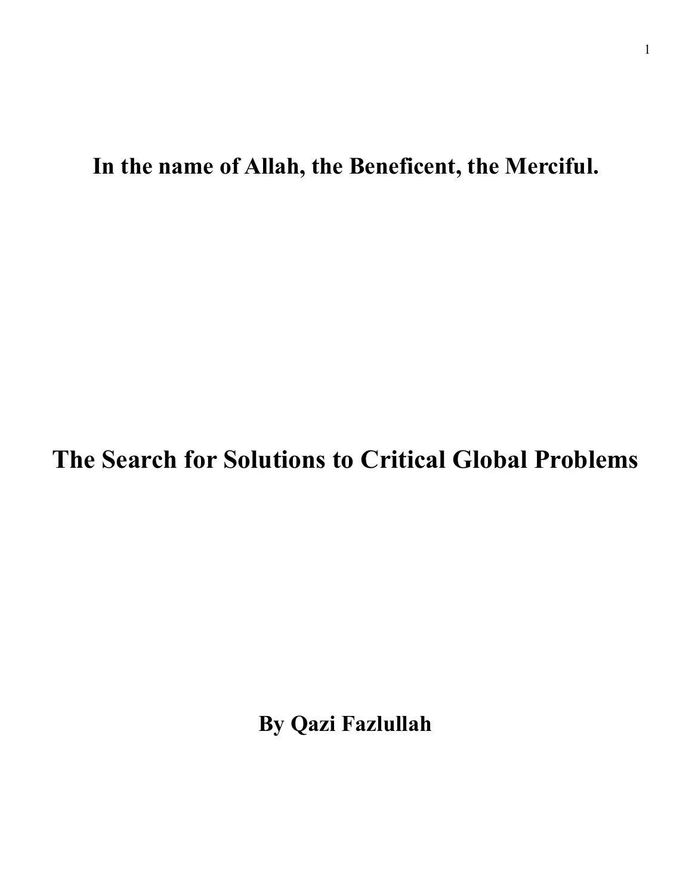**In the name of Allah, the Beneficent, the Merciful.**

# The Search for Solutions to Critical Global Problems

**By Qazi Fazlullah**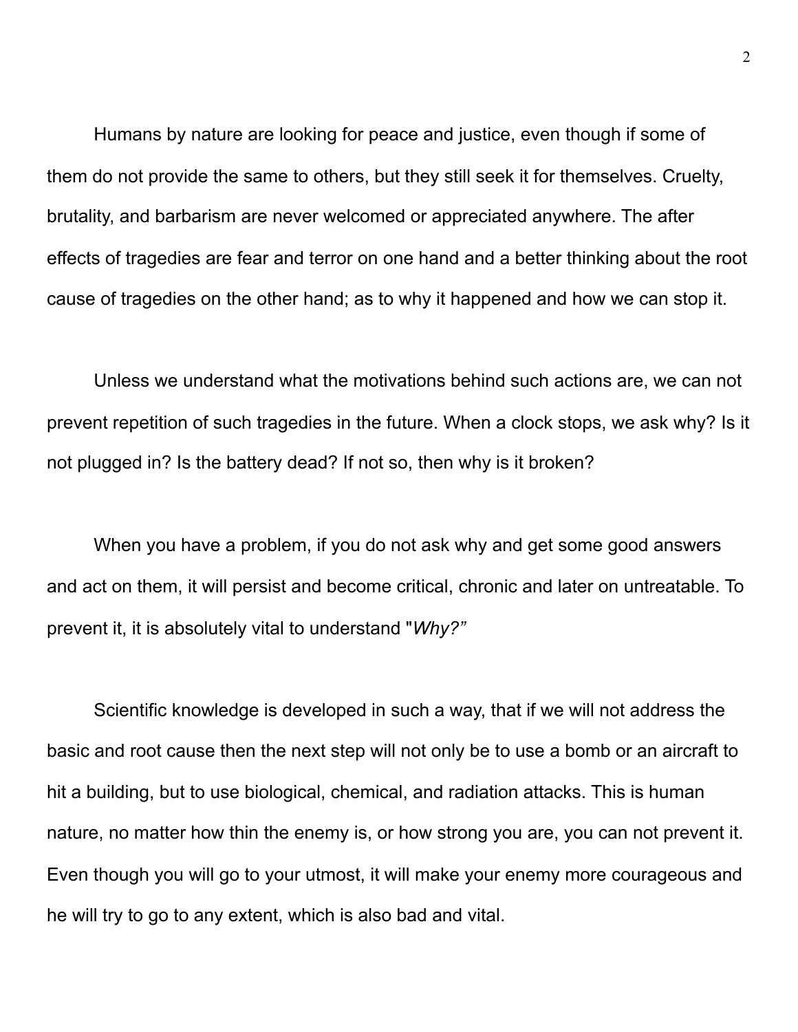Humans by nature are looking for peace and justice, even though if some of them do not provide the same to others, but they still seek it for themselves. Cruelty, brutality, and barbarism are never welcomed or appreciated anywhere. The after effects of tragedies are fear and terror on one hand and a better thinking about the root cause of tragedies on the other hand; as to why it happened and how we can stop it.

Unless we understand what the motivations behind such actions are, we can not prevent repetition of such tragedies in the future. When a clock stops, we ask why? Is it not plugged in? Is the battery dead? If not so, then why is it broken?

When you have a problem, if you do not ask why and get some good answers and act on them, it will persist and become critical, chronic and later on untreatable. To prevent it, it is absolutely vital to understand "*Why?"*

Scientific knowledge is developed in such a way, that if we will not address the basic and root cause then the next step will not only be to use a bomb or an aircraft to hit a building, but to use biological, chemical, and radiation attacks. This is human nature, no matter how thin the enemy is, or how strong you are, you can not prevent it. Even though you will go to your utmost, it will make your enemy more courageous and he will try to go to any extent, which is also bad and vital.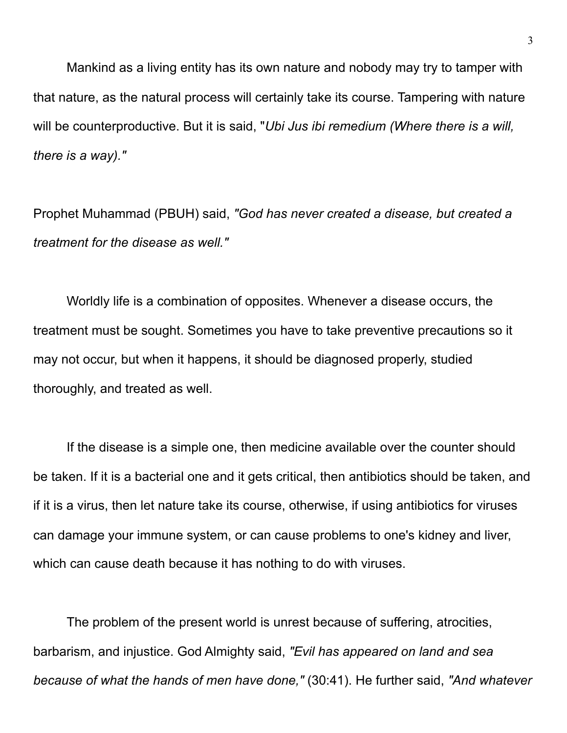Mankind as a living entity has its own nature and nobody may try to tamper with that nature, as the natural process will certainly take its course. Tampering with nature will be counterproductive. But it is said, "*Ubi Jus ibi remedium (Where there is a will, there is a way)."*

Prophet Muhammad (PBUH) said, *"God has never created a disease, but created a treatment for the disease as well."*

Worldly life is a combination of opposites. Whenever a disease occurs, the treatment must be sought. Sometimes you have to take preventive precautions so it may not occur, but when it happens, it should be diagnosed properly, studied thoroughly, and treated as well.

If the disease is a simple one, then medicine available over the counter should be taken. If it is a bacterial one and it gets critical, then antibiotics should be taken, and if it is a virus, then let nature take its course, otherwise, if using antibiotics for viruses can damage your immune system, or can cause problems to one's kidney and liver, which can cause death because it has nothing to do with viruses.

The problem of the present world is unrest because of suffering, atrocities, barbarism, and injustice. God Almighty said, *"Evil has appeared on land and sea because of what the hands of men have done,"* (30:41). He further said, *"And whatever*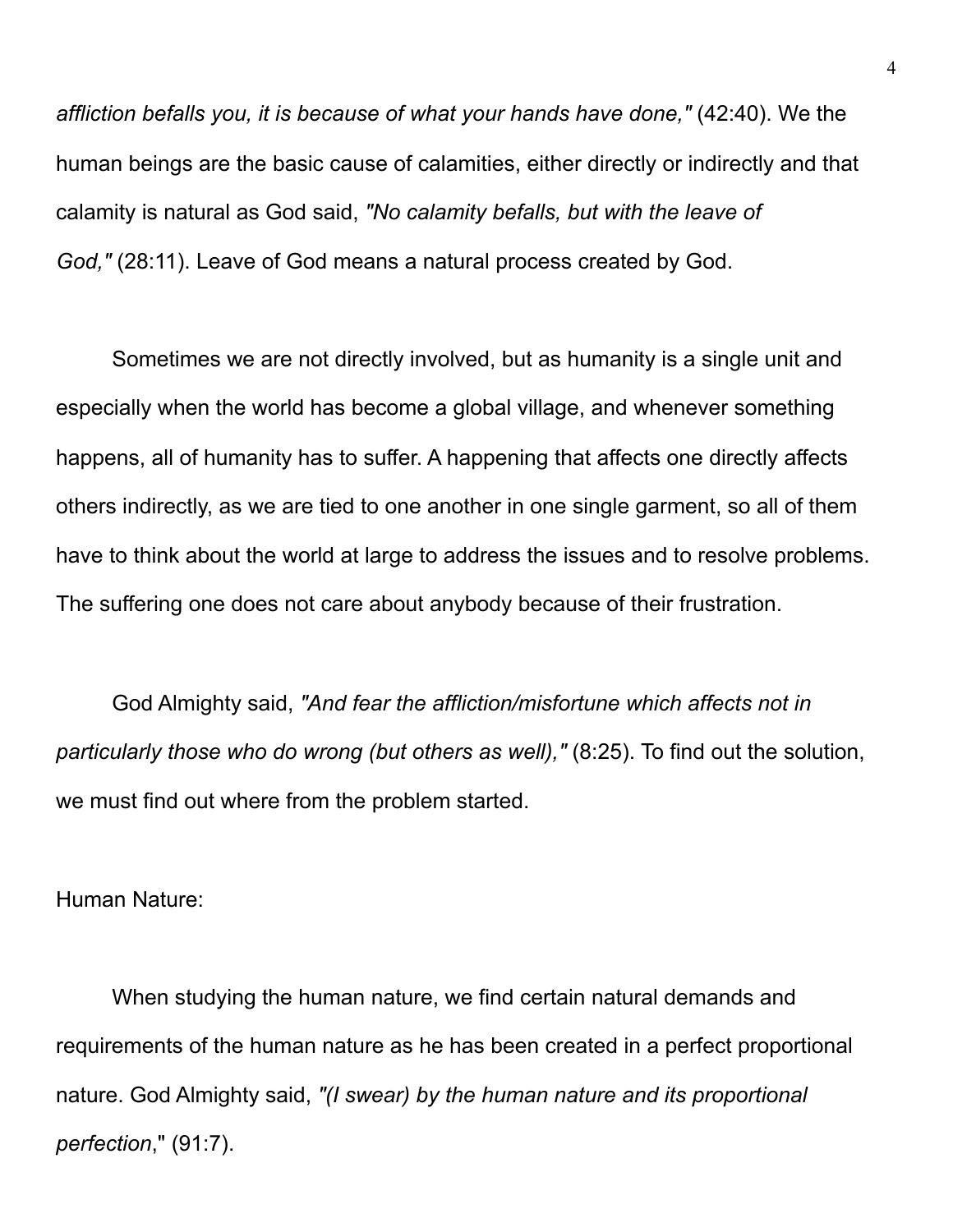*affliction befalls you, it is because of what your hands have done,"* (42:40). We the human beings are the basic cause of calamities, either directly or indirectly and that calamity is natural as God said, *"No calamity befalls, but with the leave of God,"* (28:11). Leave of God means a natural process created by God.

Sometimes we are not directly involved, but as humanity is a single unit and especially when the world has become a global village, and whenever something happens, all of humanity has to suffer. A happening that affects one directly affects others indirectly, as we are tied to one another in one single garment, so all of them have to think about the world at large to address the issues and to resolve problems. The suffering one does not care about anybody because of their frustration.

God Almighty said, *"And fear the affliction/misfortune which affects not in particularly those who do wrong (but others as well),"* (8:25). To find out the solution, we must find out where from the problem started.

Human Nature:

When studying the human nature, we find certain natural demands and requirements of the human nature as he has been created in a perfect proportional nature. God Almighty said, *"(I swear) by the human nature and its proportional perfection*," (91:7).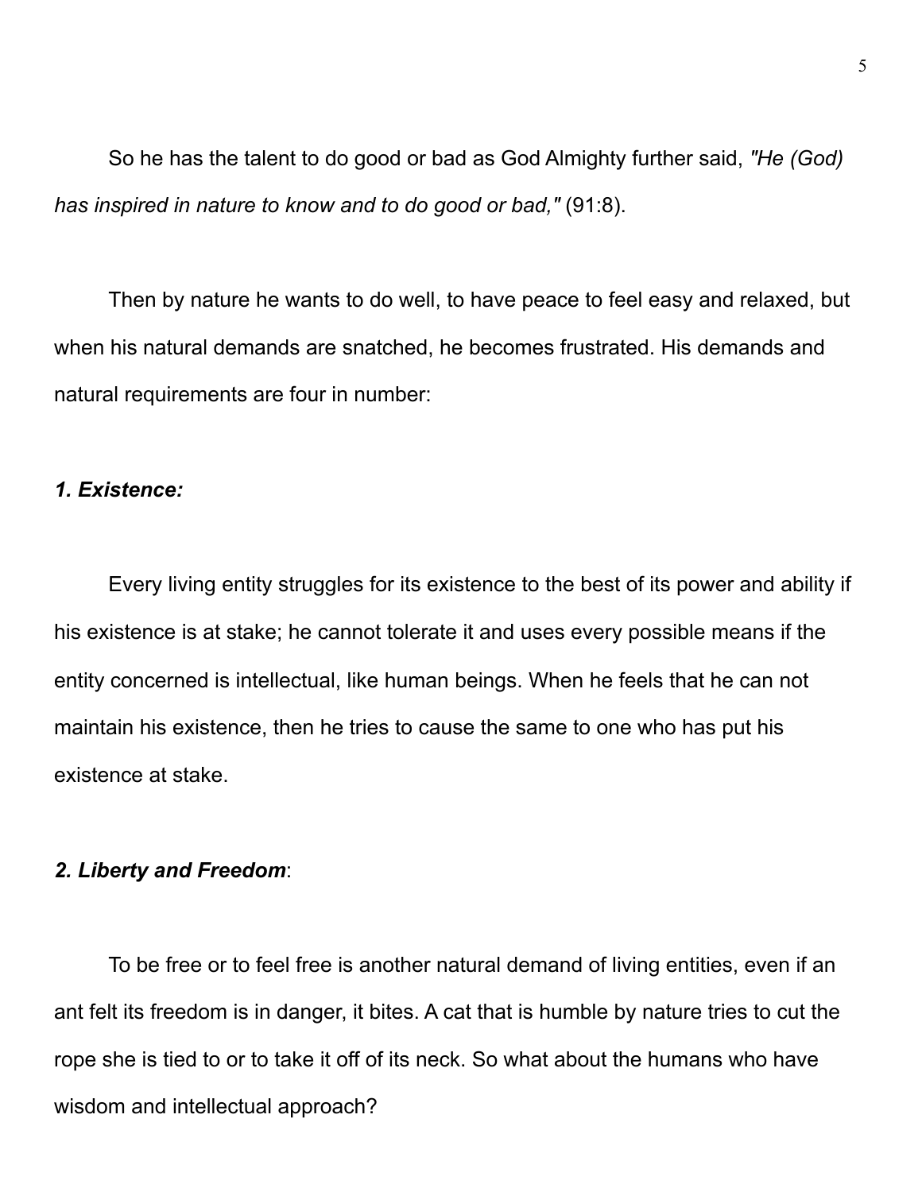So he has the talent to do good or bad as God Almighty further said, *"He (God) has inspired in nature to know and to do good or bad,"* (91:8).

Then by nature he wants to do well, to have peace to feel easy and relaxed, but when his natural demands are snatched, he becomes frustrated. His demands and natural requirements are four in number:

***1. Existence:***

Every living entity struggles for its existence to the best of its power and ability if his existence is at stake; he cannot tolerate it and uses every possible means if the entity concerned is intellectual, like human beings. When he feels that he can not maintain his existence, then he tries to cause the same to one who has put his existence at stake.

***2. Liberty and Freedom***:

To be free or to feel free is another natural demand of living entities, even if an ant felt its freedom is in danger, it bites. A cat that is humble by nature tries to cut the rope she is tied to or to take it off of its neck. So what about the humans who have wisdom and intellectual approach?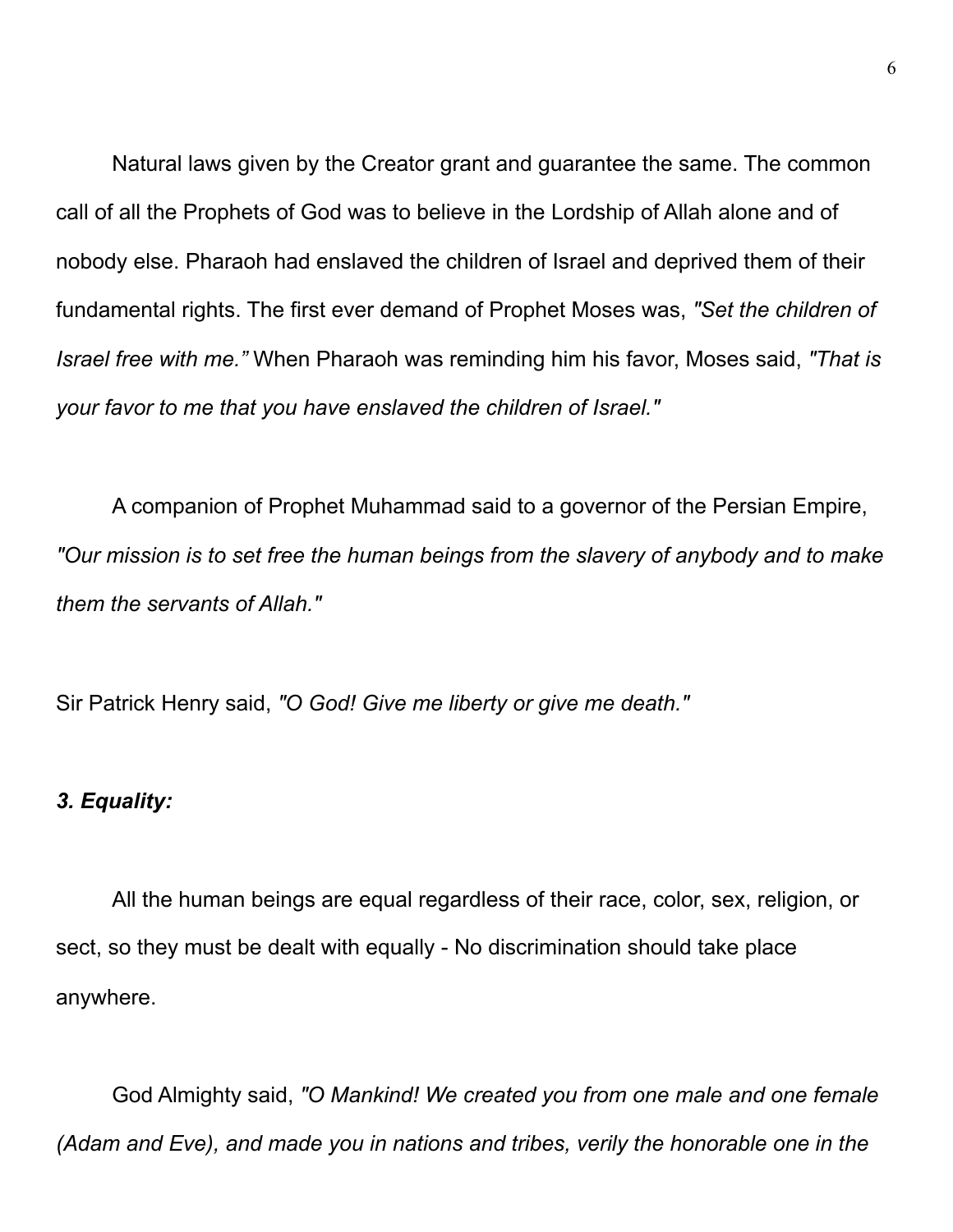Natural laws given by the Creator grant and guarantee the same. The common call of all the Prophets of God was to believe in the Lordship of Allah alone and of nobody else. Pharaoh had enslaved the children of Israel and deprived them of their fundamental rights. The first ever demand of Prophet Moses was, *"Set the children of Israel free with me."* When Pharaoh was reminding him his favor, Moses said, *"That is your favor to me that you have enslaved the children of Israel."*

A companion of Prophet Muhammad said to a governor of the Persian Empire, *"Our mission is to set free the human beings from the slavery of anybody and to make them the servants of Allah."*

Sir Patrick Henry said, *"O God! Give me liberty or give me death."*

***3. Equality:***

All the human beings are equal regardless of their race, color, sex, religion, or sect, so they must be dealt with equally - No discrimination should take place anywhere.

God Almighty said, *"O Mankind! We created you from one male and one female (Adam and Eve), and made you in nations and tribes, verily the honorable one in the*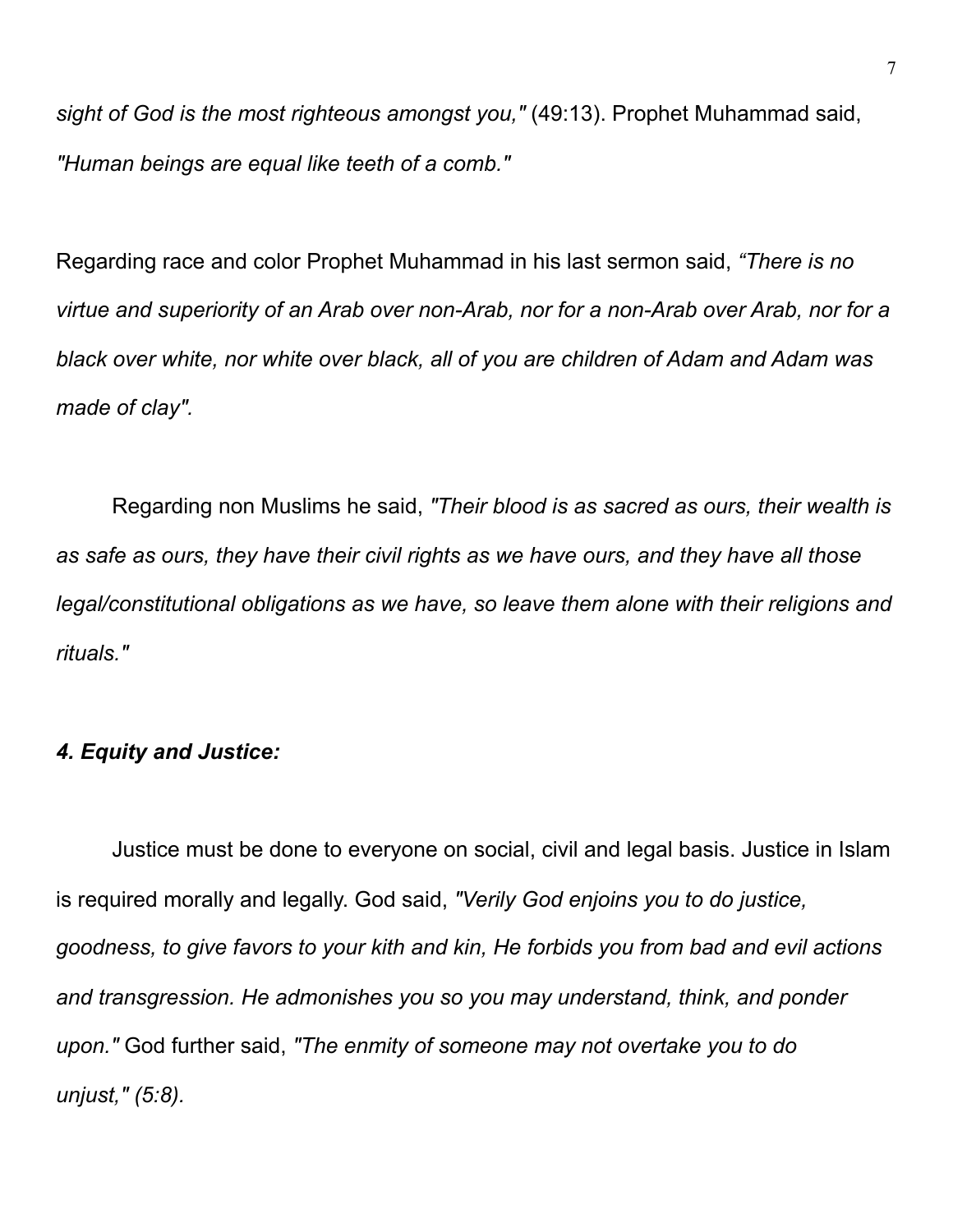*sight of God is the most righteous amongst you,"* (49:13). Prophet Muhammad said, *"Human beings are equal like teeth of a comb."*

Regarding race and color Prophet Muhammad in his last sermon said, *"There is no virtue and superiority of an Arab over non-Arab, nor for a non-Arab over Arab, nor for a black over white, nor white over black, all of you are children of Adam and Adam was made of clay".*

Regarding non Muslims he said, *"Their blood is as sacred as ours, their wealth is as safe as ours, they have their civil rights as we have ours, and they have all those legal/constitutional obligations as we have, so leave them alone with their religions and rituals."*

***4. Equity and Justice:***

Justice must be done to everyone on social, civil and legal basis. Justice in Islam is required morally and legally. God said, *"Verily God enjoins you to do justice, goodness, to give favors to your kith and kin, He forbids you from bad and evil actions and transgression. He admonishes you so you may understand, think, and ponder upon."* God further said, *"The enmity of someone may not overtake you to do unjust," (5:8).*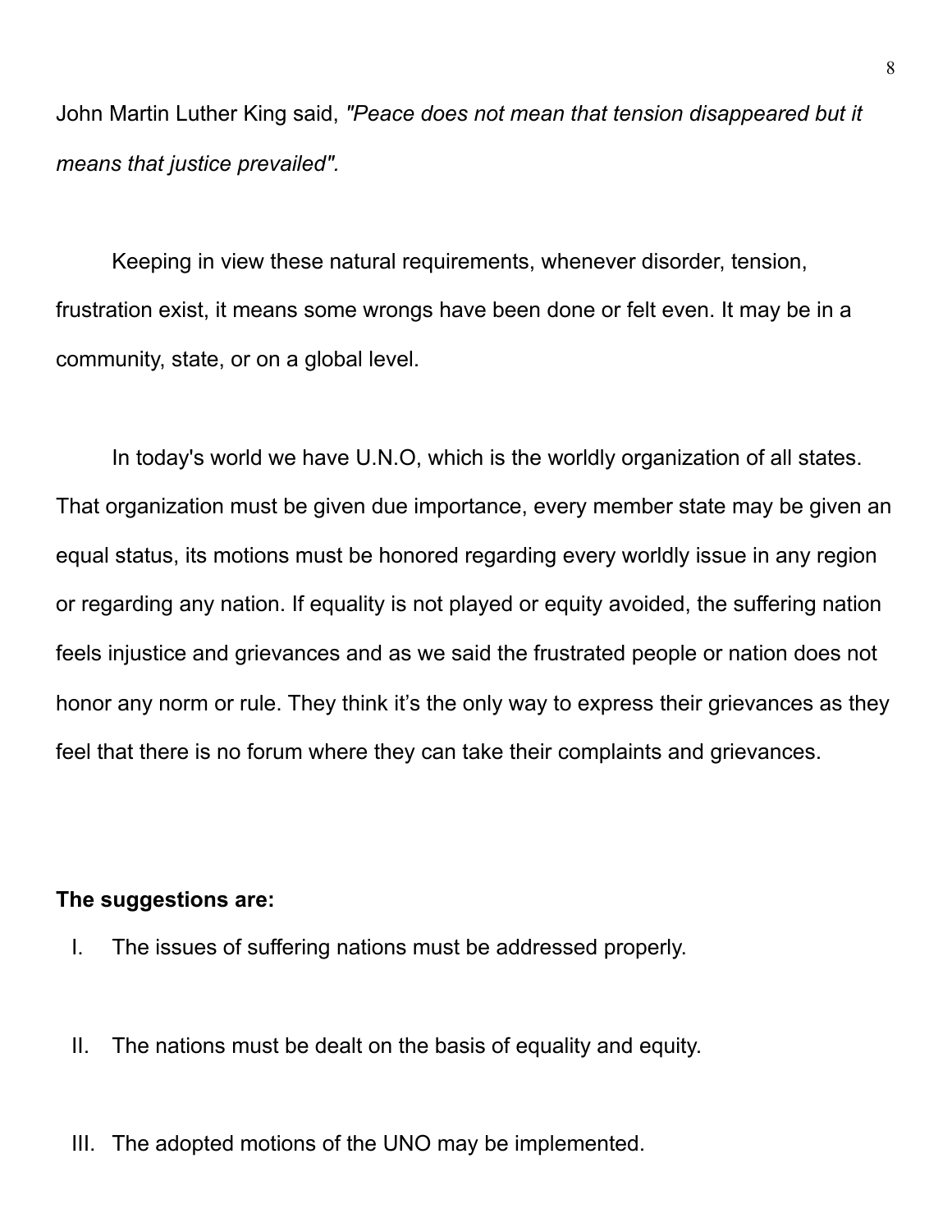John Martin Luther King said, *"Peace does not mean that tension disappeared but it means that justice prevailed".*

Keeping in view these natural requirements, whenever disorder, tension, frustration exist, it means some wrongs have been done or felt even. It may be in a community, state, or on a global level.

In today's world we have U.N.O, which is the worldly organization of all states. That organization must be given due importance, every member state may be given an equal status, its motions must be honored regarding every worldly issue in any region or regarding any nation. If equality is not played or equity avoided, the suffering nation feels injustice and grievances and as we said the frustrated people or nation does not honor any norm or rule. They think it's the only way to express their grievances as they feel that there is no forum where they can take their complaints and grievances.

**The suggestions are:**

I. The issues of suffering nations must be addressed properly.

II. The nations must be dealt on the basis of equality and equity.

III. The adopted motions of the UNO may be implemented.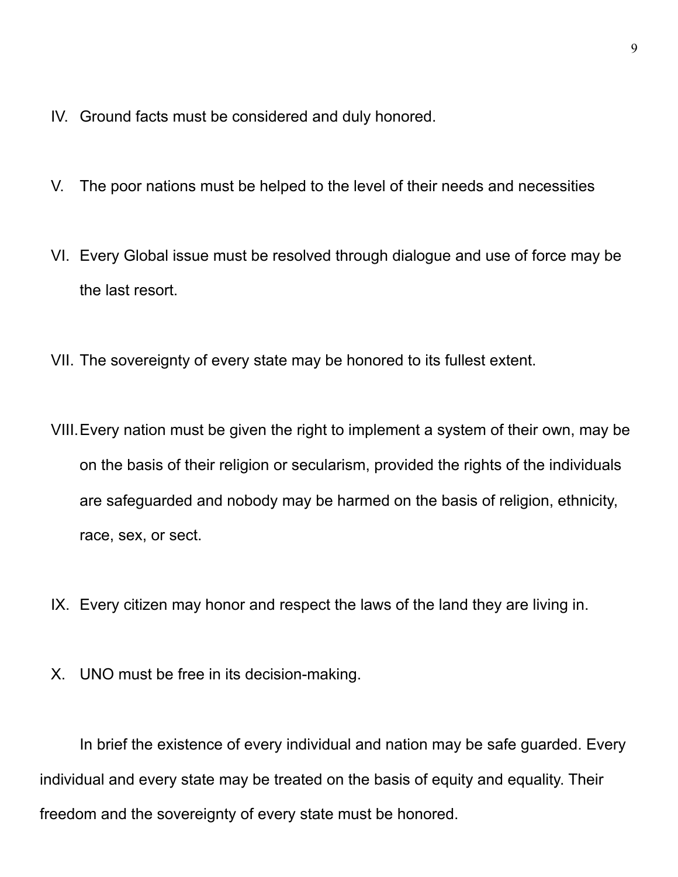IV. Ground facts must be considered and duly honored.

V. The poor nations must be helped to the level of their needs and necessities

VI. Every Global issue must be resolved through dialogue and use of force may be the last resort.

VII. The sovereignty of every state may be honored to its fullest extent.

VIII. Every nation must be given the right to implement a system of their own, may be on the basis of their religion or secularism, provided the rights of the individuals are safeguarded and nobody may be harmed on the basis of religion, ethnicity, race, sex, or sect.

IX. Every citizen may honor and respect the laws of the land they are living in.

X. UNO must be free in its decision-making.

In brief the existence of every individual and nation may be safe guarded. Every individual and every state may be treated on the basis of equity and equality. Their freedom and the sovereignty of every state must be honored.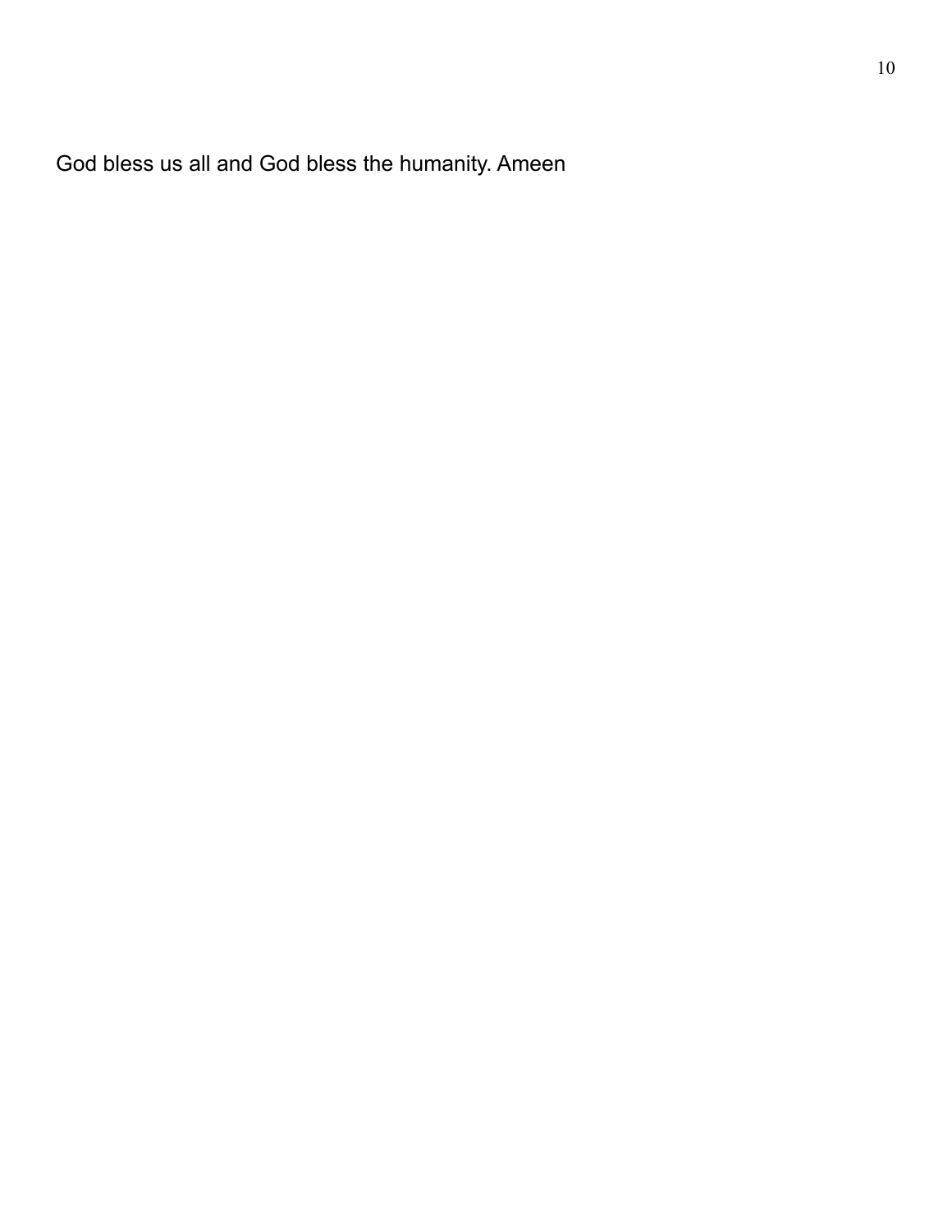God bless us all and God bless the humanity. Ameen